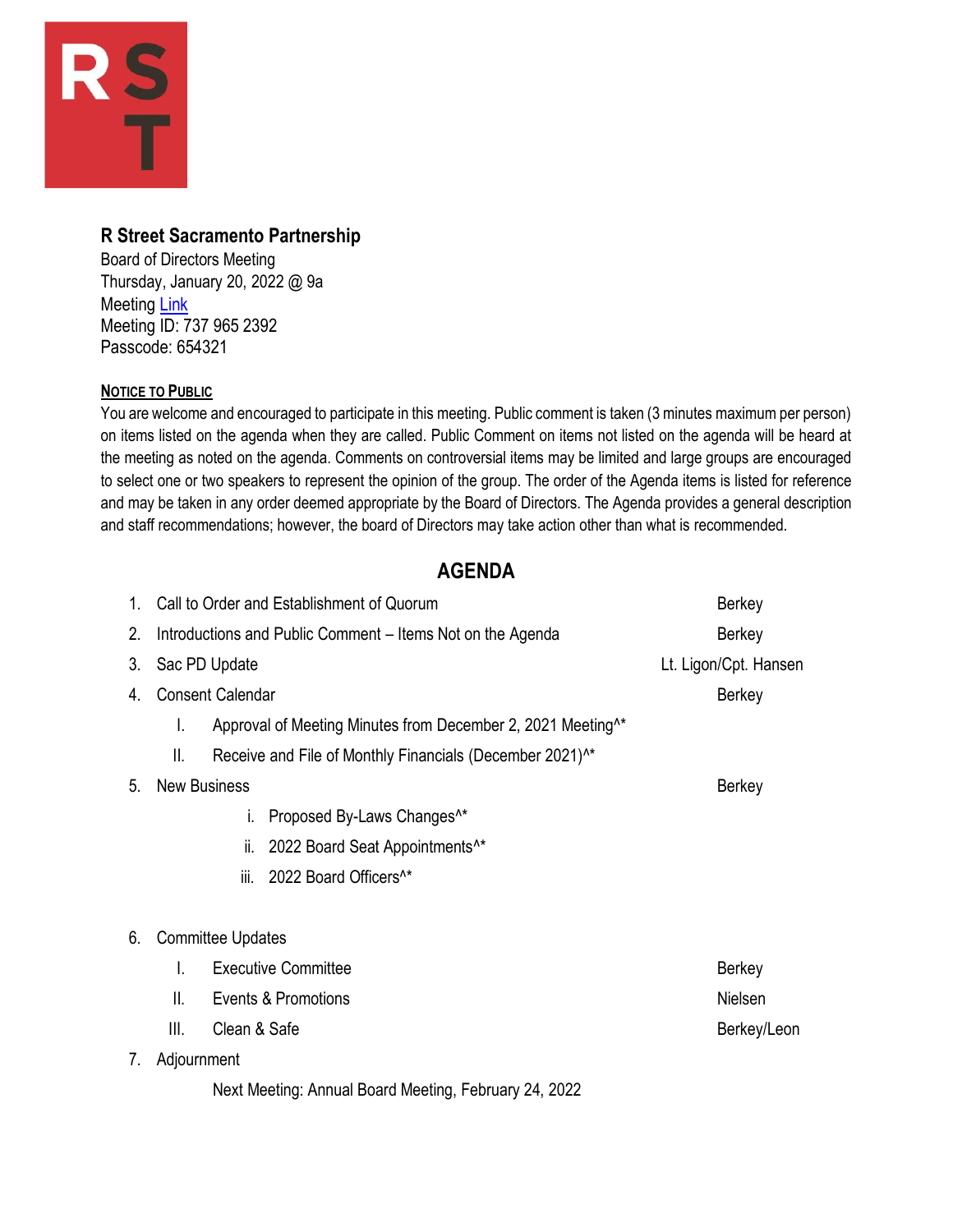# R Street Sacramento Partnership

Board of Directors Meeting
Thursday, January 20, 2022 @ 9a
Meeting Link
Meeting ID: 737 965 2392
Passcode: 654321

**NOTICE TO PUBLIC**

You are welcome and encouraged to participate in this meeting. Public comment is taken (3 minutes maximum per person) on items listed on the agenda when they are called. Public Comment on items not listed on the agenda will be heard at the meeting as noted on the agenda. Comments on controversial items may be limited and large groups are encouraged to select one or two speakers to represent the opinion of the group. The order of the Agenda items is listed for reference and may be taken in any order deemed appropriate by the Board of Directors. The Agenda provides a general description and staff recommendations; however, the board of Directors may take action other than what is recommended.

## AGENDA

1. Call to Order and Establishment of Quorum — Berkey
2. Introductions and Public Comment – Items Not on the Agenda — Berkey
3. Sac PD Update — Lt. Ligon/Cpt. Hansen
4. Consent Calendar — Berkey
   - I. Approval of Meeting Minutes from December 2, 2021 Meeting^*
   - II. Receive and File of Monthly Financials (December 2021)^*
5. New Business — Berkey
   - i. Proposed By-Laws Changes^*
   - ii. 2022 Board Seat Appointments^*
   - iii. 2022 Board Officers^*
6. Committee Updates
   - I. Executive Committee — Berkey
   - II. Events & Promotions — Nielsen
   - III. Clean & Safe — Berkey/Leon
7. Adjournment

   Next Meeting: Annual Board Meeting, February 24, 2022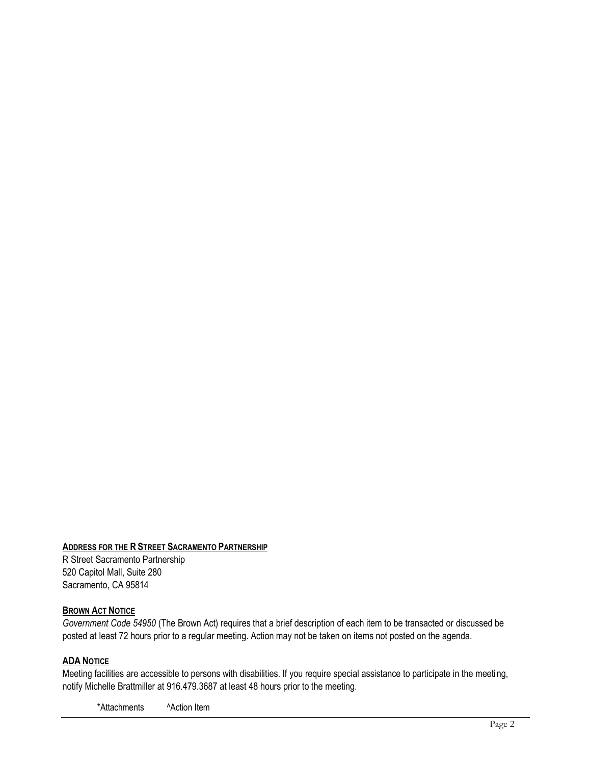**ADDRESS FOR THE R STREET SACRAMENTO PARTNERSHIP**

R Street Sacramento Partnership
520 Capitol Mall, Suite 280
Sacramento, CA 95814

**BROWN ACT NOTICE**

*Government Code 54950* (The Brown Act) requires that a brief description of each item to be transacted or discussed be posted at least 72 hours prior to a regular meeting. Action may not be taken on items not posted on the agenda.

**ADA NOTICE**

Meeting facilities are accessible to persons with disabilities. If you require special assistance to participate in the meeting, notify Michelle Brattmiller at 916.479.3687 at least 48 hours prior to the meeting.

*Attachments ^Action Item